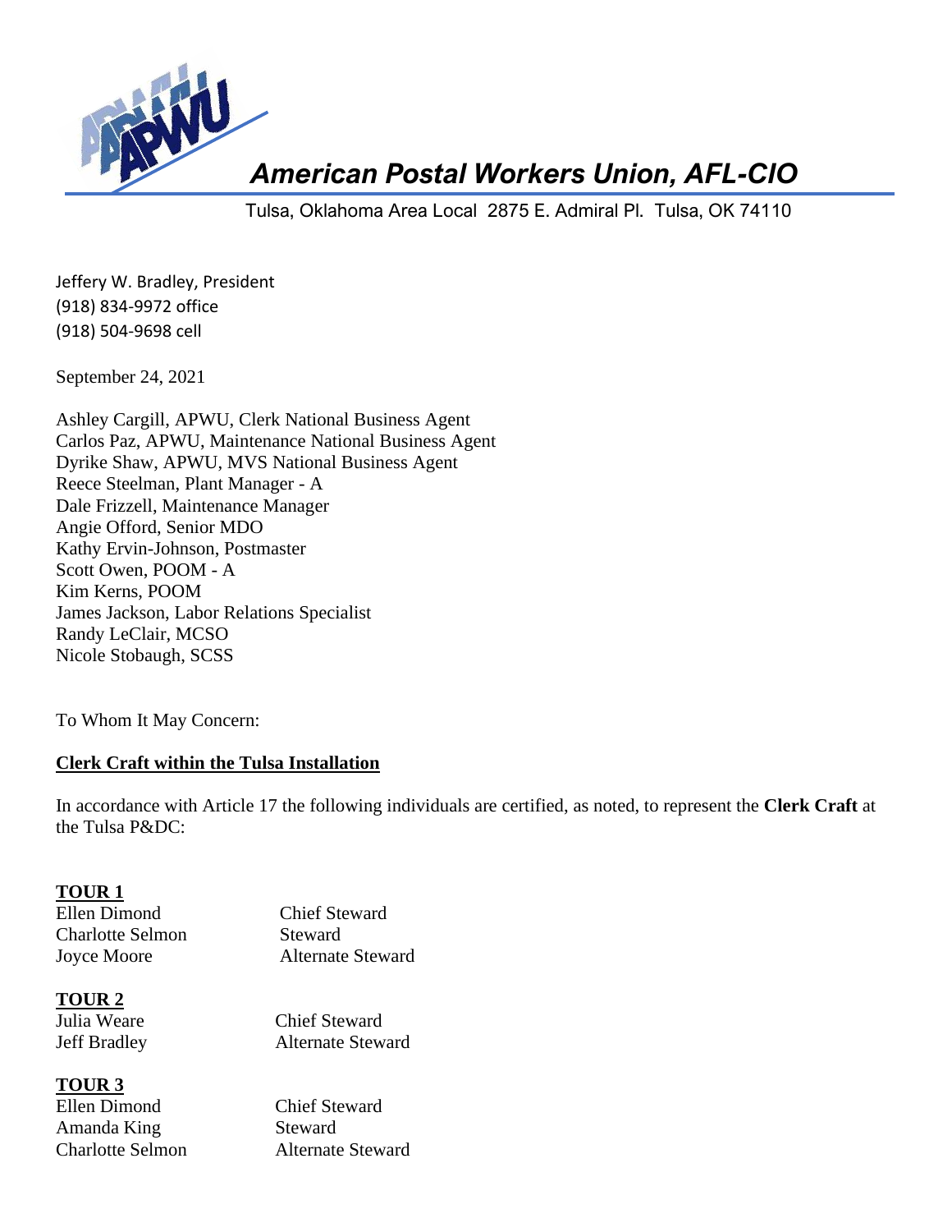# American Postal Workers Union, AFL-CIO

Tulsa, Oklahoma Area Local 2875 E. Admiral Pl. Tulsa, OK 74110

Jeffery W. Bradley, President
(918) 834-9972 office
(918) 504-9698 cell

September 24, 2021

Ashley Cargill, APWU, Clerk National Business Agent
Carlos Paz, APWU, Maintenance National Business Agent
Dyrike Shaw, APWU, MVS National Business Agent
Reece Steelman, Plant Manager - A
Dale Frizzell, Maintenance Manager
Angie Offord, Senior MDO
Kathy Ervin-Johnson, Postmaster
Scott Owen, POOM - A
Kim Kerns, POOM
James Jackson, Labor Relations Specialist
Randy LeClair, MCSO
Nicole Stobaugh, SCSS

To Whom It May Concern:

**Clerk Craft within the Tulsa Installation**

In accordance with Article 17 the following individuals are certified, as noted, to represent the **Clerk Craft** at the Tulsa P&DC:

**TOUR 1**

| | |
|---|---|
| Ellen Dimond | Chief Steward |
| Charlotte Selmon | Steward |
| Joyce Moore | Alternate Steward |

**TOUR 2**

| | |
|---|---|
| Julia Weare | Chief Steward |
| Jeff Bradley | Alternate Steward |

**TOUR 3**

| | |
|---|---|
| Ellen Dimond | Chief Steward |
| Amanda King | Steward |
| Charlotte Selmon | Alternate Steward |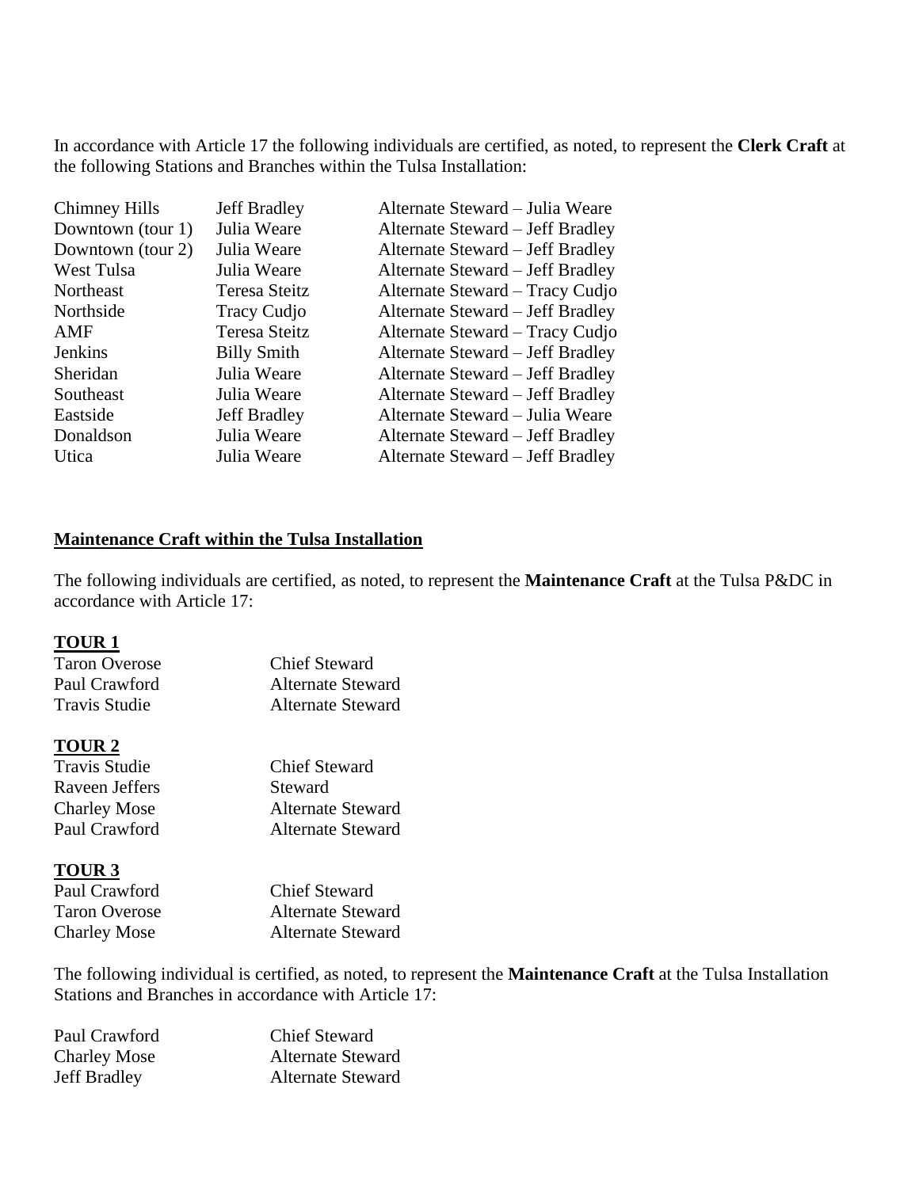In accordance with Article 17 the following individuals are certified, as noted, to represent the **Clerk Craft** at the following Stations and Branches within the Tulsa Installation:

| | | |
|---|---|---|
| Chimney Hills | Jeff Bradley | Alternate Steward – Julia Weare |
| Downtown (tour 1) | Julia Weare | Alternate Steward – Jeff Bradley |
| Downtown (tour 2) | Julia Weare | Alternate Steward – Jeff Bradley |
| West Tulsa | Julia Weare | Alternate Steward – Jeff Bradley |
| Northeast | Teresa Steitz | Alternate Steward – Tracy Cudjo |
| Northside | Tracy Cudjo | Alternate Steward – Jeff Bradley |
| AMF | Teresa Steitz | Alternate Steward – Tracy Cudjo |
| Jenkins | Billy Smith | Alternate Steward – Jeff Bradley |
| Sheridan | Julia Weare | Alternate Steward – Jeff Bradley |
| Southeast | Julia Weare | Alternate Steward – Jeff Bradley |
| Eastside | Jeff Bradley | Alternate Steward – Julia Weare |
| Donaldson | Julia Weare | Alternate Steward – Jeff Bradley |
| Utica | Julia Weare | Alternate Steward – Jeff Bradley |

## Maintenance Craft within the Tulsa Installation

The following individuals are certified, as noted, to represent the **Maintenance Craft** at the Tulsa P&DC in accordance with Article 17:

### TOUR 1

| | |
|---|---|
| Taron Overose | Chief Steward |
| Paul Crawford | Alternate Steward |
| Travis Studie | Alternate Steward |

### TOUR 2

| | |
|---|---|
| Travis Studie | Chief Steward |
| Raveen Jeffers | Steward |
| Charley Mose | Alternate Steward |
| Paul Crawford | Alternate Steward |

### TOUR 3

| | |
|---|---|
| Paul Crawford | Chief Steward |
| Taron Overose | Alternate Steward |
| Charley Mose | Alternate Steward |

The following individual is certified, as noted, to represent the **Maintenance Craft** at the Tulsa Installation Stations and Branches in accordance with Article 17:

| | |
|---|---|
| Paul Crawford | Chief Steward |
| Charley Mose | Alternate Steward |
| Jeff Bradley | Alternate Steward |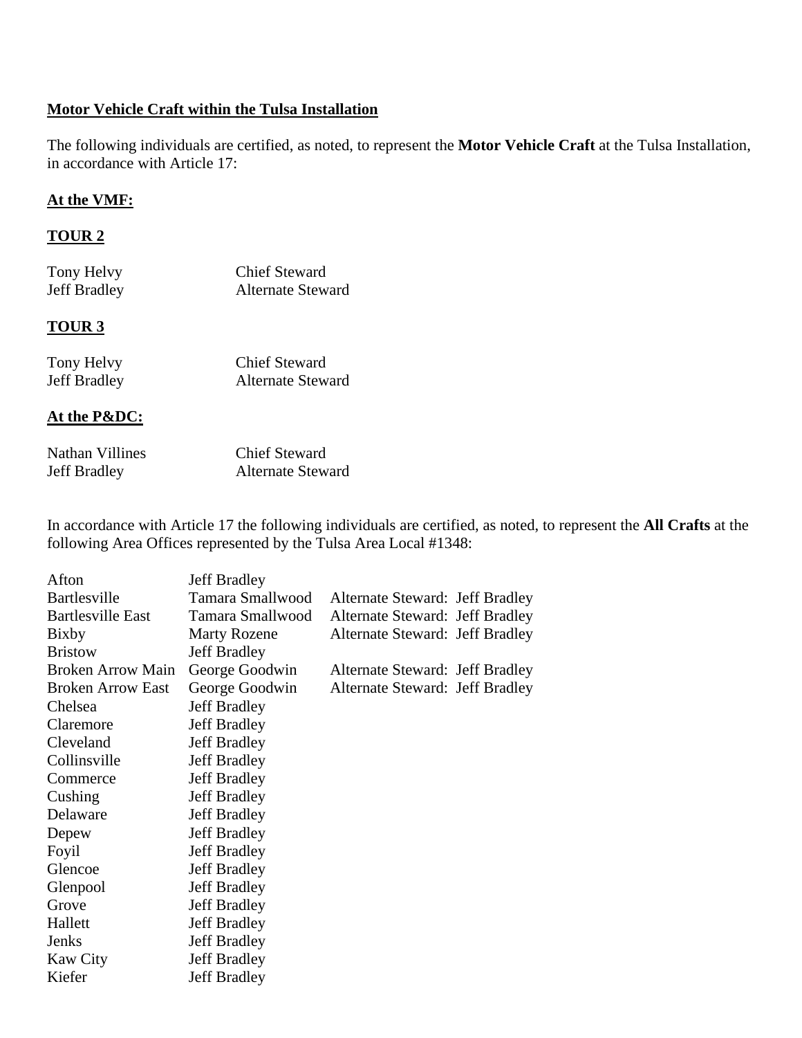**<u>Motor Vehicle Craft within the Tulsa Installation</u>**

The following individuals are certified, as noted, to represent the **Motor Vehicle Craft** at the Tulsa Installation, in accordance with Article 17:

**<u>At the VMF:</u>**

**<u>TOUR 2</u>**

| | |
|---|---|
| Tony Helvy | Chief Steward |
| Jeff Bradley | Alternate Steward |

**<u>TOUR 3</u>**

| | |
|---|---|
| Tony Helvy | Chief Steward |
| Jeff Bradley | Alternate Steward |

**<u>At the P&DC:</u>**

| | |
|---|---|
| Nathan Villines | Chief Steward |
| Jeff Bradley | Alternate Steward |

In accordance with Article 17 the following individuals are certified, as noted, to represent the **All Crafts** at the following Area Offices represented by the Tulsa Area Local #1348:

| | | |
|---|---|---|
| Afton | Jeff Bradley | |
| Bartlesville | Tamara Smallwood | Alternate Steward: Jeff Bradley |
| Bartlesville East | Tamara Smallwood | Alternate Steward: Jeff Bradley |
| Bixby | Marty Rozene | Alternate Steward: Jeff Bradley |
| Bristow | Jeff Bradley | |
| Broken Arrow Main | George Goodwin | Alternate Steward: Jeff Bradley |
| Broken Arrow East | George Goodwin | Alternate Steward: Jeff Bradley |
| Chelsea | Jeff Bradley | |
| Claremore | Jeff Bradley | |
| Cleveland | Jeff Bradley | |
| Collinsville | Jeff Bradley | |
| Commerce | Jeff Bradley | |
| Cushing | Jeff Bradley | |
| Delaware | Jeff Bradley | |
| Depew | Jeff Bradley | |
| Foyil | Jeff Bradley | |
| Glencoe | Jeff Bradley | |
| Glenpool | Jeff Bradley | |
| Grove | Jeff Bradley | |
| Hallett | Jeff Bradley | |
| Jenks | Jeff Bradley | |
| Kaw City | Jeff Bradley | |
| Kiefer | Jeff Bradley | |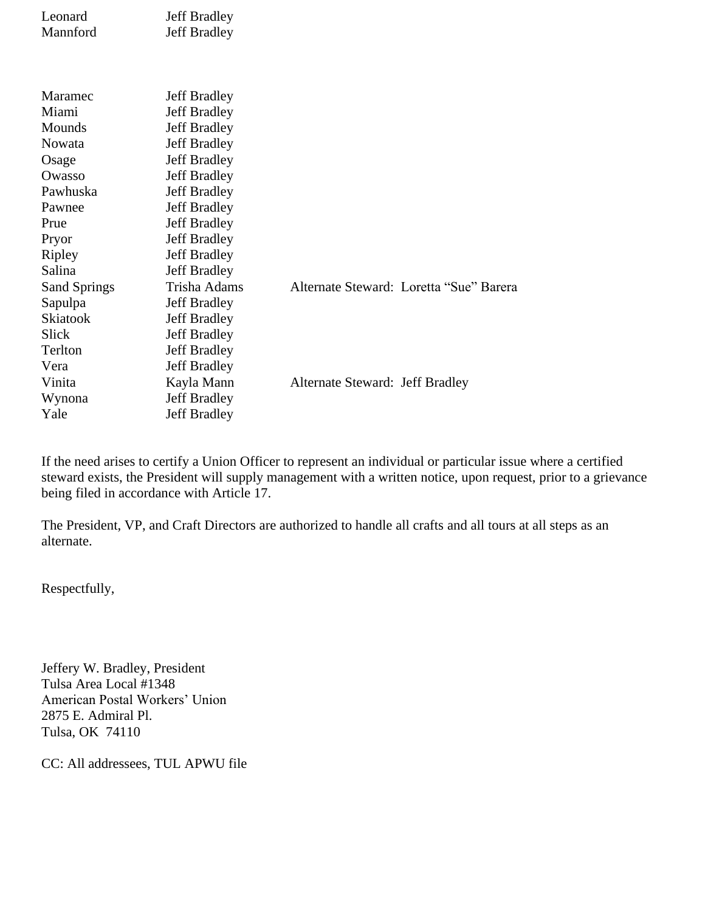| | | |
|---|---|---|
| Leonard | Jeff Bradley | |
| Mannford | Jeff Bradley | |
| Maramec | Jeff Bradley | |
| Miami | Jeff Bradley | |
| Mounds | Jeff Bradley | |
| Nowata | Jeff Bradley | |
| Osage | Jeff Bradley | |
| Owasso | Jeff Bradley | |
| Pawhuska | Jeff Bradley | |
| Pawnee | Jeff Bradley | |
| Prue | Jeff Bradley | |
| Pryor | Jeff Bradley | |
| Ripley | Jeff Bradley | |
| Salina | Jeff Bradley | |
| Sand Springs | Trisha Adams | Alternate Steward: Loretta "Sue" Barera |
| Sapulpa | Jeff Bradley | |
| Skiatook | Jeff Bradley | |
| Slick | Jeff Bradley | |
| Terlton | Jeff Bradley | |
| Vera | Jeff Bradley | |
| Vinita | Kayla Mann | Alternate Steward: Jeff Bradley |
| Wynona | Jeff Bradley | |
| Yale | Jeff Bradley | |

If the need arises to certify a Union Officer to represent an individual or particular issue where a certified steward exists, the President will supply management with a written notice, upon request, prior to a grievance being filed in accordance with Article 17.

The President, VP, and Craft Directors are authorized to handle all crafts and all tours at all steps as an alternate.

Respectfully,

Jeffery W. Bradley, President
Tulsa Area Local #1348
American Postal Workers' Union
2875 E. Admiral Pl.
Tulsa, OK 74110

CC: All addressees, TUL APWU file